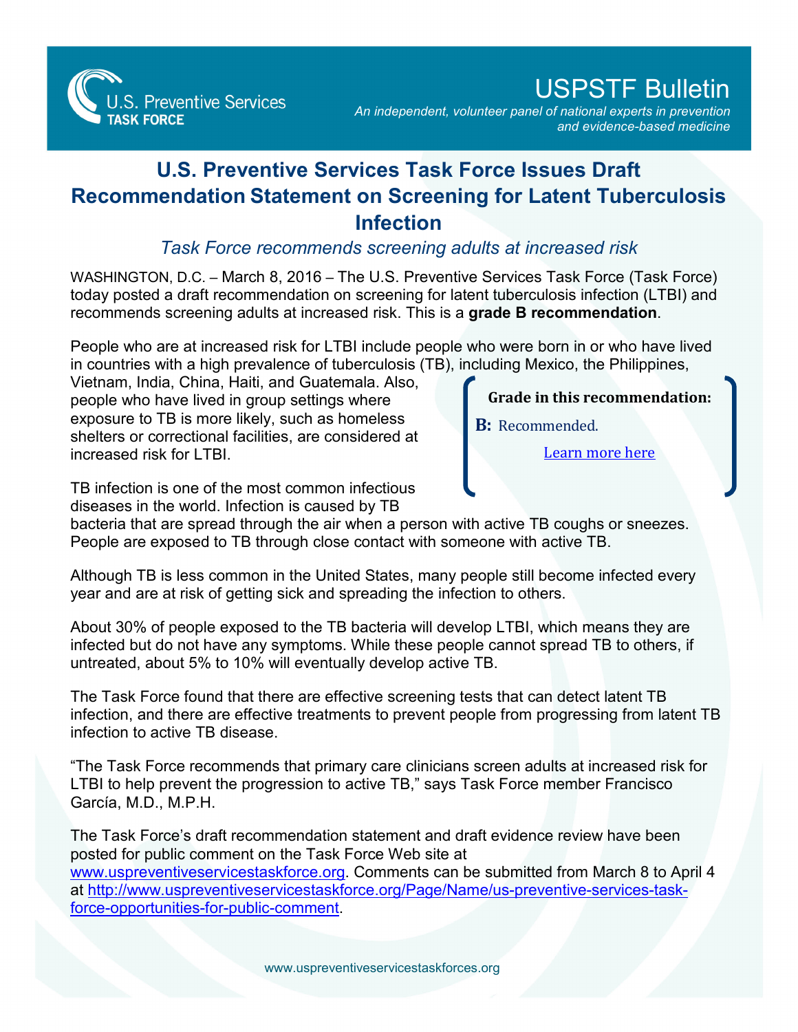# USPSTF Bulletin

*An independent, volunteer panel of national experts in prevention and evidence-based medicine*

## U.S. Preventive Services Task Force Issues Draft Recommendation Statement on Screening for Latent Tuberculosis Infection

### *Task Force recommends screening adults at increased risk*

WASHINGTON, D.C. – March 8, 2016 – The U.S. Preventive Services Task Force (Task Force) today posted a draft recommendation on screening for latent tuberculosis infection (LTBI) and recommends screening adults at increased risk. This is a **grade B recommendation**.

**Grade in this recommendation:**

**B:** Recommended.

Learn more here

People who are at increased risk for LTBI include people who were born in or who have lived in countries with a high prevalence of tuberculosis (TB), including Mexico, the Philippines, Vietnam, India, China, Haiti, and Guatemala. Also, people who have lived in group settings where exposure to TB is more likely, such as homeless shelters or correctional facilities, are considered at increased risk for LTBI.

TB infection is one of the most common infectious diseases in the world. Infection is caused by TB bacteria that are spread through the air when a person with active TB coughs or sneezes. People are exposed to TB through close contact with someone with active TB.

Although TB is less common in the United States, many people still become infected every year and are at risk of getting sick and spreading the infection to others.

About 30% of people exposed to the TB bacteria will develop LTBI, which means they are infected but do not have any symptoms. While these people cannot spread TB to others, if untreated, about 5% to 10% will eventually develop active TB.

The Task Force found that there are effective screening tests that can detect latent TB infection, and there are effective treatments to prevent people from progressing from latent TB infection to active TB disease.

"The Task Force recommends that primary care clinicians screen adults at increased risk for LTBI to help prevent the progression to active TB," says Task Force member Francisco García, M.D., M.P.H.

The Task Force's draft recommendation statement and draft evidence review have been posted for public comment on the Task Force Web site at www.uspreventiveservicestaskforce.org. Comments can be submitted from March 8 to April 4 at http://www.uspreventiveservicestaskforce.org/Page/Name/us-preventive-services-task-force-opportunities-for-public-comment.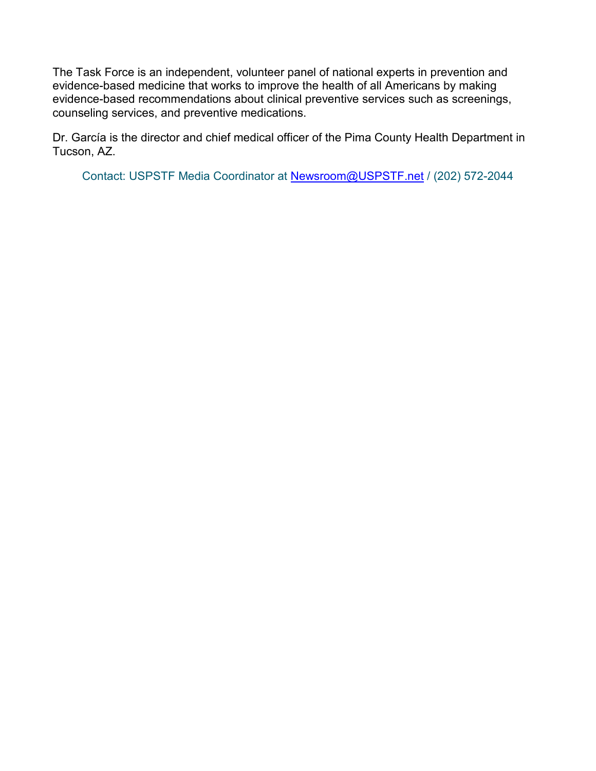The Task Force is an independent, volunteer panel of national experts in prevention and evidence-based medicine that works to improve the health of all Americans by making evidence-based recommendations about clinical preventive services such as screenings, counseling services, and preventive medications.

Dr. García is the director and chief medical officer of the Pima County Health Department in Tucson, AZ.

Contact: USPSTF Media Coordinator at [Newsroom@USPSTF.net](mailto:Newsroom@USPSTF.net) / (202) 572-2044